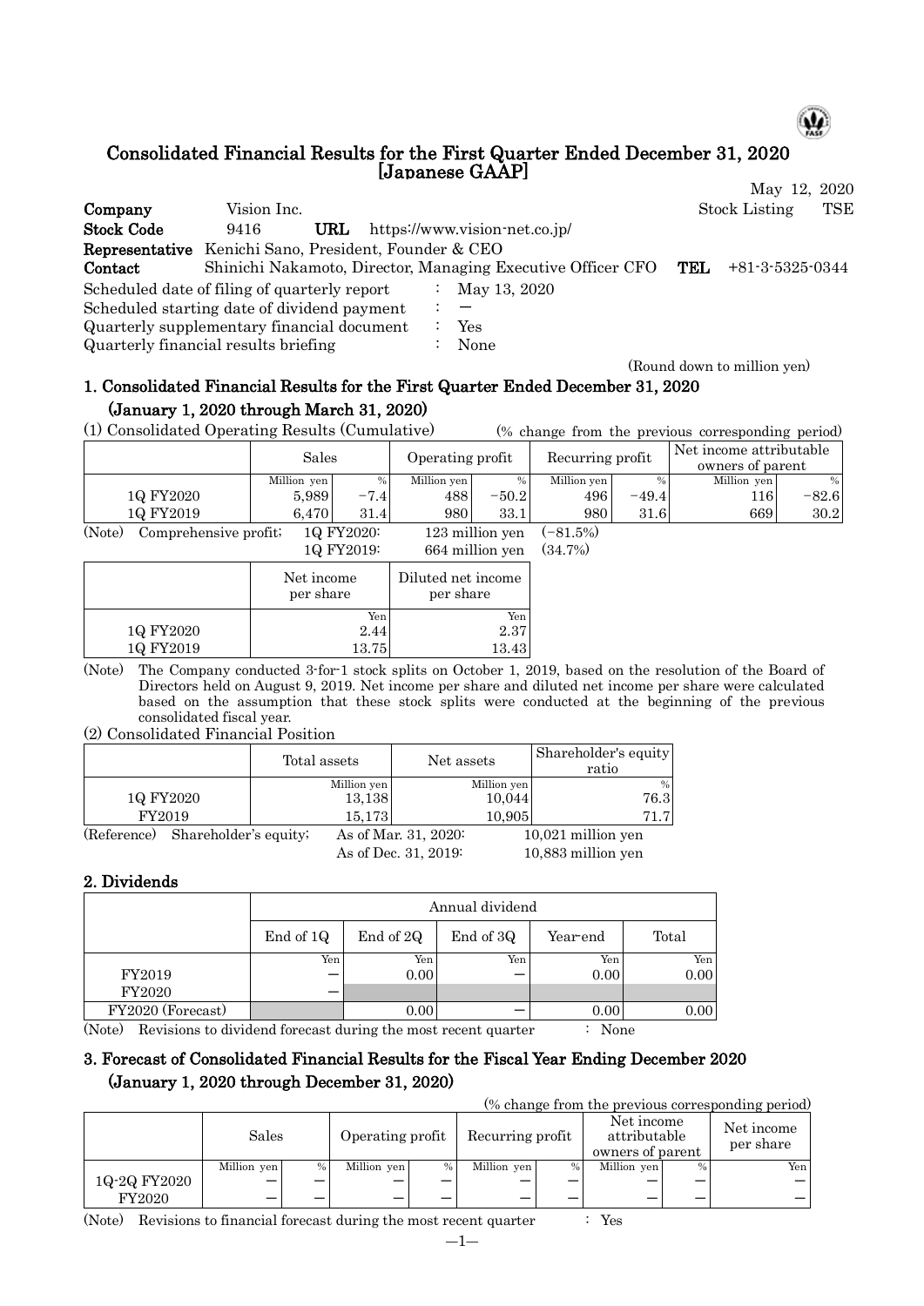# Consolidated Financial Results for the First Quarter Ended December 31, 2020 [Japanese GAAP]

May 12, 2020

**Company** Vision Inc. Stock Listing TSE
**Stock Code** 9416 **URL** https://www.vision-net.co.jp/
**Representative** Kenichi Sano, President, Founder & CEO
**Contact** Shinichi Nakamoto, Director, Managing Executive Officer CFO **TEL** +81-3-5325-0344

Scheduled date of filing of quarterly report : May 13, 2020
Scheduled starting date of dividend payment : —
Quarterly supplementary financial document : Yes
Quarterly financial results briefing : None

(Round down to million yen)

## 1. Consolidated Financial Results for the First Quarter Ended December 31, 2020 (January 1, 2020 through March 31, 2020)

(1) Consolidated Operating Results (Cumulative) (% change from the previous corresponding period)

| | Sales | | Operating profit | | Recurring profit | | Net income attributable owners of parent | |
|---|---|---|---|---|---|---|---|---|
| | Million yen | % | Million yen | % | Million yen | % | Million yen | % |
| 1Q FY2020 | 5,989 | −7.4 | 488 | −50.2 | 496 | −49.4 | 116 | −82.6 |
| 1Q FY2019 | 6,470 | 31.4 | 980 | 33.1 | 980 | 31.6 | 669 | 30.2 |

(Note) Comprehensive profit; 1Q FY2020: 123 million yen (−81.5%)
1Q FY2019: 664 million yen (34.7%)

| | Net income per share | Diluted net income per share |
|---|---|---|
| | Yen | Yen |
| 1Q FY2020 | 2.44 | 2.37 |
| 1Q FY2019 | 13.75 | 13.43 |

(Note) The Company conducted 3-for-1 stock splits on October 1, 2019, based on the resolution of the Board of Directors held on August 9, 2019. Net income per share and diluted net income per share were calculated based on the assumption that these stock splits were conducted at the beginning of the previous consolidated fiscal year.

(2) Consolidated Financial Position

| | Total assets | Net assets | Shareholder's equity ratio |
|---|---|---|---|
| | Million yen | Million yen | % |
| 1Q FY2020 | 13,138 | 10,044 | 76.3 |
| FY2019 | 15,173 | 10,905 | 71.7 |

(Reference) Shareholder's equity; As of Mar. 31, 2020: 10,021 million yen
As of Dec. 31, 2019: 10,883 million yen

## 2. Dividends

| | Annual dividend | | | | |
|---|---|---|---|---|---|
| | End of 1Q | End of 2Q | End of 3Q | Year-end | Total |
| | Yen | Yen | Yen | Yen | Yen |
| FY2019 | — | 0.00 | — | 0.00 | 0.00 |
| FY2020 | — | | | | |
| FY2020 (Forecast) | | 0.00 | — | 0.00 | 0.00 |

(Note) Revisions to dividend forecast during the most recent quarter : None

## 3. Forecast of Consolidated Financial Results for the Fiscal Year Ending December 2020 (January 1, 2020 through December 31, 2020)

(% change from the previous corresponding period)

| | Sales | | Operating profit | | Recurring profit | | Net income attributable owners of parent | | Net income per share |
|---|---|---|---|---|---|---|---|---|---|
| | Million yen | % | Million yen | % | Million yen | % | Million yen | % | Yen |
| 1Q-2Q FY2020 | — | — | — | — | — | — | — | — | — |
| FY2020 | — | — | — | — | — | — | — | — | — |

(Note) Revisions to financial forecast during the most recent quarter : Yes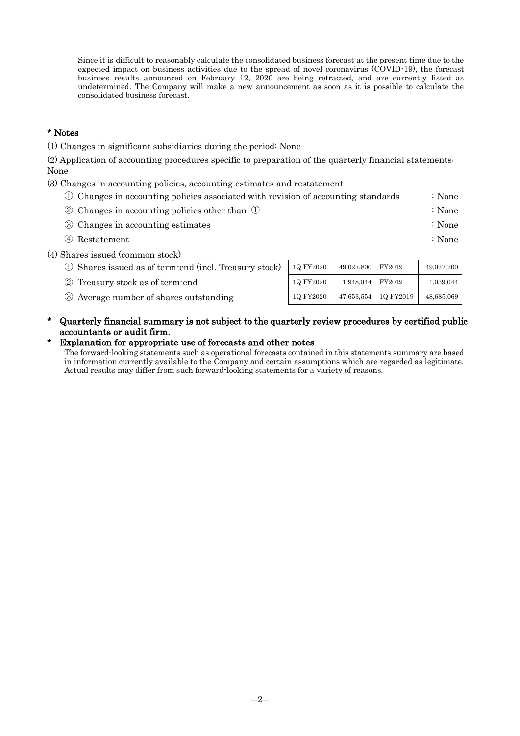Since it is difficult to reasonably calculate the consolidated business forecast at the present time due to the expected impact on business activities due to the spread of novel coronavirus (COVID-19), the forecast business results announced on February 12, 2020 are being retracted, and are currently listed as undetermined. The Company will make a new announcement as soon as it is possible to calculate the consolidated business forecast.

## * Notes

(1) Changes in significant subsidiaries during the period: None

(2) Application of accounting procedures specific to preparation of the quarterly financial statements: None

(3) Changes in accounting policies, accounting estimates and restatement

① Changes in accounting policies associated with revision of accounting standards : None

② Changes in accounting policies other than ① : None

③ Changes in accounting estimates : None

④ Restatement : None

(4) Shares issued (common stock)

| | | | | |
|---|---|---|---|---|
| ① Shares issued as of term-end (incl. Treasury stock) | 1Q FY2020 | 49,027,800 | FY2019 | 49,027,200 |
| ② Treasury stock as of term-end | 1Q FY2020 | 1,948,044 | FY2019 | 1,039,044 |
| ③ Average number of shares outstanding | 1Q FY2020 | 47,653,554 | 1Q FY2019 | 48,685,069 |

**\* Quarterly financial summary is not subject to the quarterly review procedures by certified public accountants or audit firm.**

**\* Explanation for appropriate use of forecasts and other notes**

The forward-looking statements such as operational forecasts contained in this statements summary are based in information currently available to the Company and certain assumptions which are regarded as legitimate. Actual results may differ from such forward-looking statements for a variety of reasons.